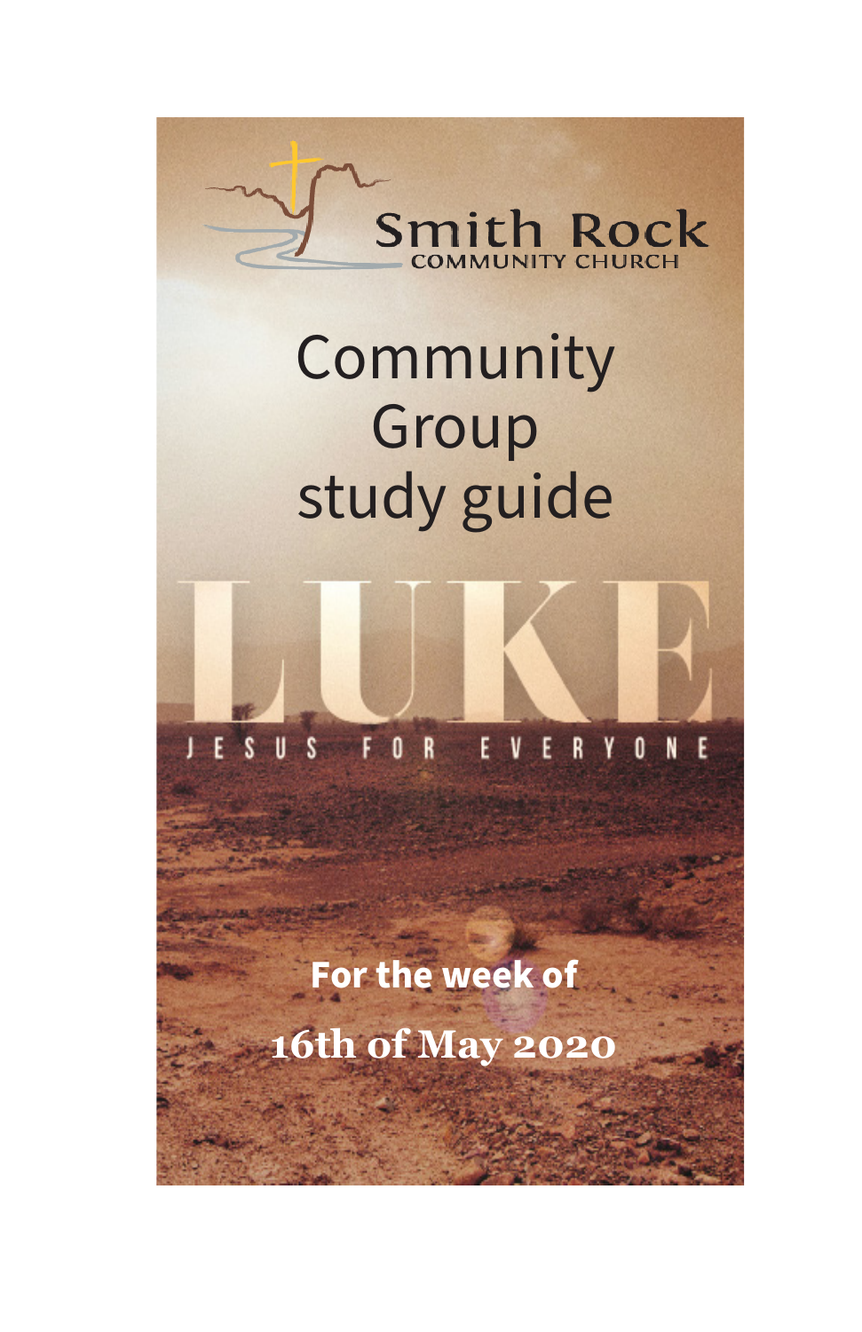Smith Rock
COMMUNITY CHURCH

# Community Group study guide

# LUKE

JESUS FOR EVERYONE

**For the week of**

**16th of May 2020**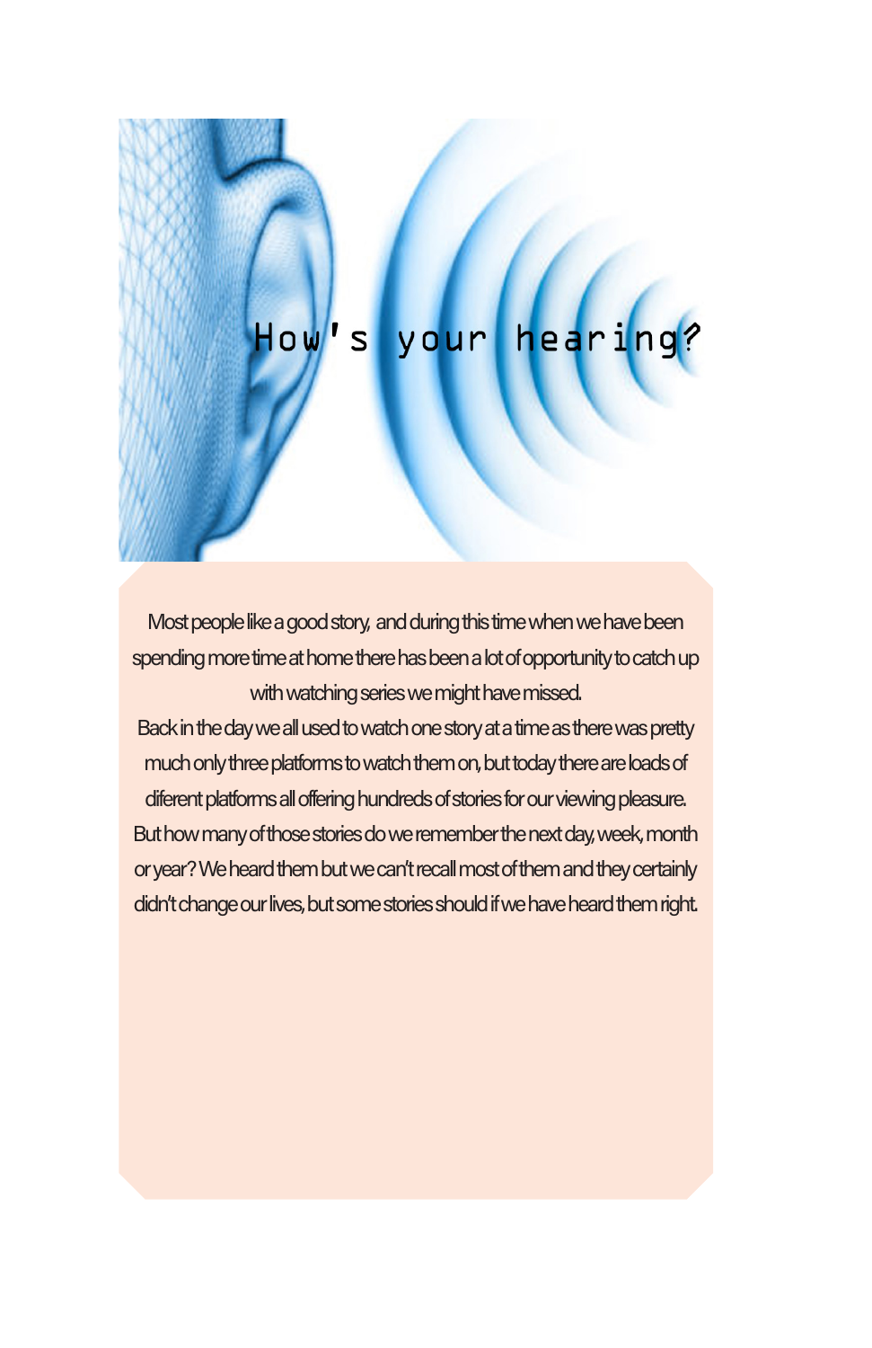# How's your hearing?

Most people like a good story, and during this time when we have been spending more time at home there has been a lot of opportunity to catch up with watching series we might have missed.

Back in the day we all used to watch one story at a time as there was pretty much only three platforms to watch them on, but today there are loads of diferent platforms all offering hundreds of stories for our viewing pleasure. But how many of those stories do we remember the next day, week, month or year? We heard them but we can't recall most of them and they certainly didn't change our lives, but some stories should if we have heard them right.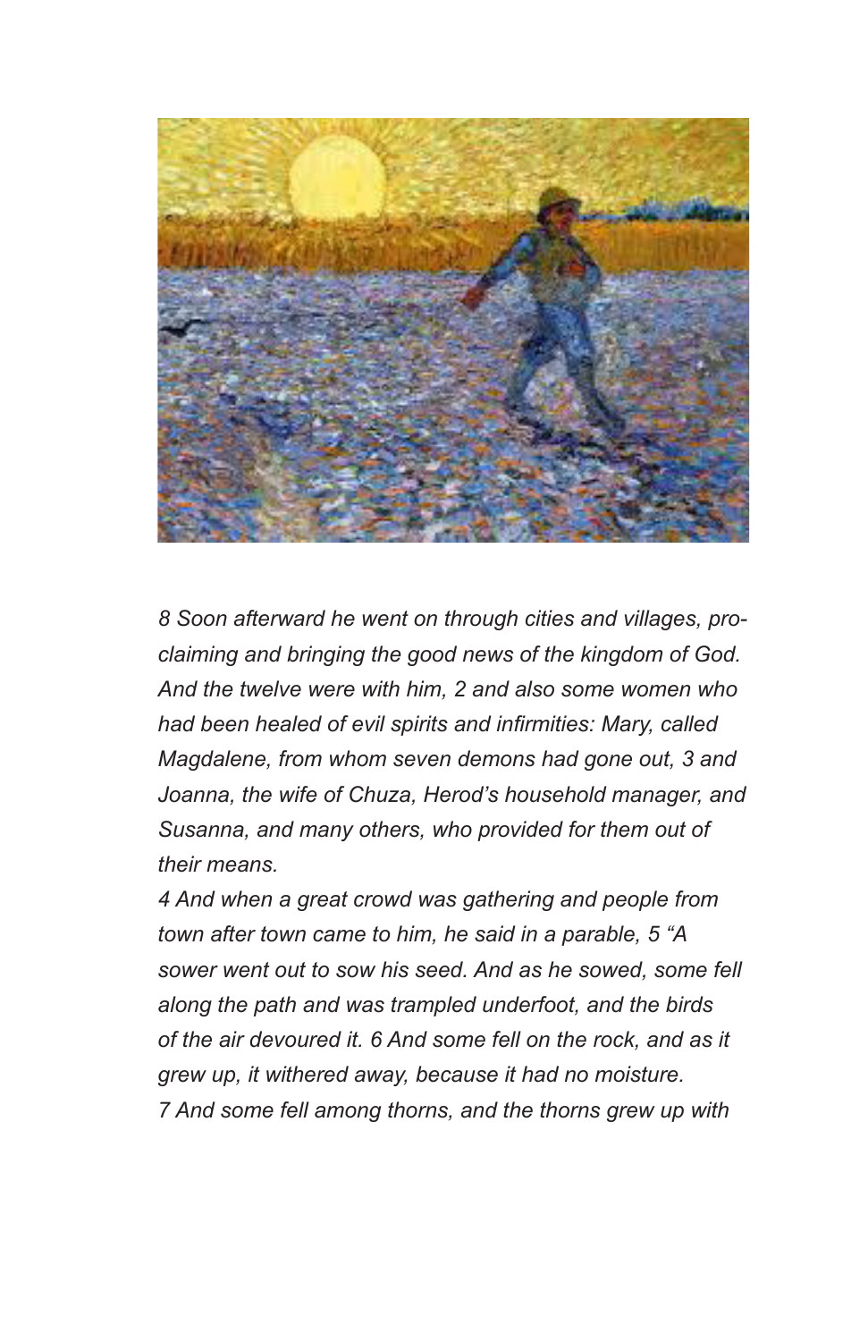*8 Soon afterward he went on through cities and villages, proclaiming and bringing the good news of the kingdom of God. And the twelve were with him, 2 and also some women who had been healed of evil spirits and infirmities: Mary, called Magdalene, from whom seven demons had gone out, 3 and Joanna, the wife of Chuza, Herod's household manager, and Susanna, and many others, who provided for them out of their means.*

*4 And when a great crowd was gathering and people from town after town came to him, he said in a parable, 5 "A sower went out to sow his seed. And as he sowed, some fell along the path and was trampled underfoot, and the birds of the air devoured it. 6 And some fell on the rock, and as it grew up, it withered away, because it had no moisture. 7 And some fell among thorns, and the thorns grew up with*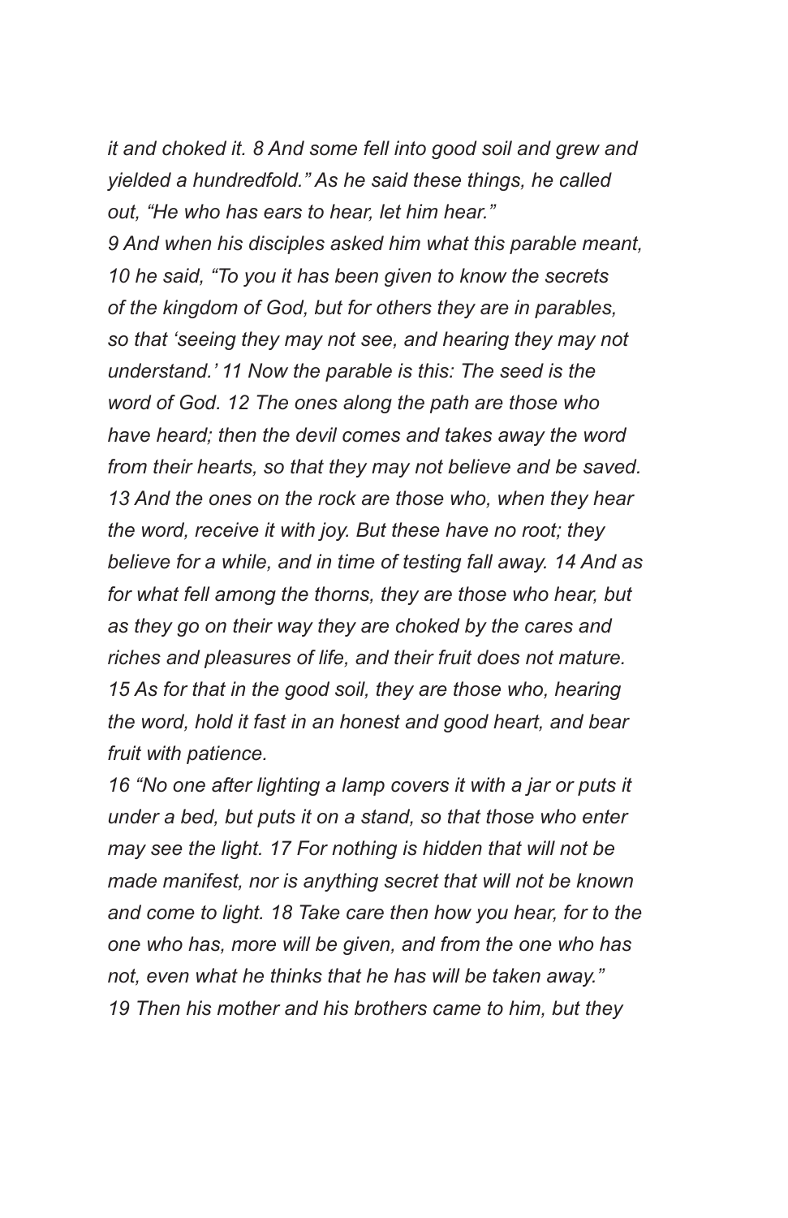*it and choked it. 8 And some fell into good soil and grew and yielded a hundredfold." As he said these things, he called out, "He who has ears to hear, let him hear."*

*9 And when his disciples asked him what this parable meant, 10 he said, "To you it has been given to know the secrets of the kingdom of God, but for others they are in parables, so that 'seeing they may not see, and hearing they may not understand.' 11 Now the parable is this: The seed is the word of God. 12 The ones along the path are those who have heard; then the devil comes and takes away the word from their hearts, so that they may not believe and be saved. 13 And the ones on the rock are those who, when they hear the word, receive it with joy. But these have no root; they believe for a while, and in time of testing fall away. 14 And as for what fell among the thorns, they are those who hear, but as they go on their way they are choked by the cares and riches and pleasures of life, and their fruit does not mature. 15 As for that in the good soil, they are those who, hearing the word, hold it fast in an honest and good heart, and bear fruit with patience.*

*16 "No one after lighting a lamp covers it with a jar or puts it under a bed, but puts it on a stand, so that those who enter may see the light. 17 For nothing is hidden that will not be made manifest, nor is anything secret that will not be known and come to light. 18 Take care then how you hear, for to the one who has, more will be given, and from the one who has not, even what he thinks that he has will be taken away."*

*19 Then his mother and his brothers came to him, but they*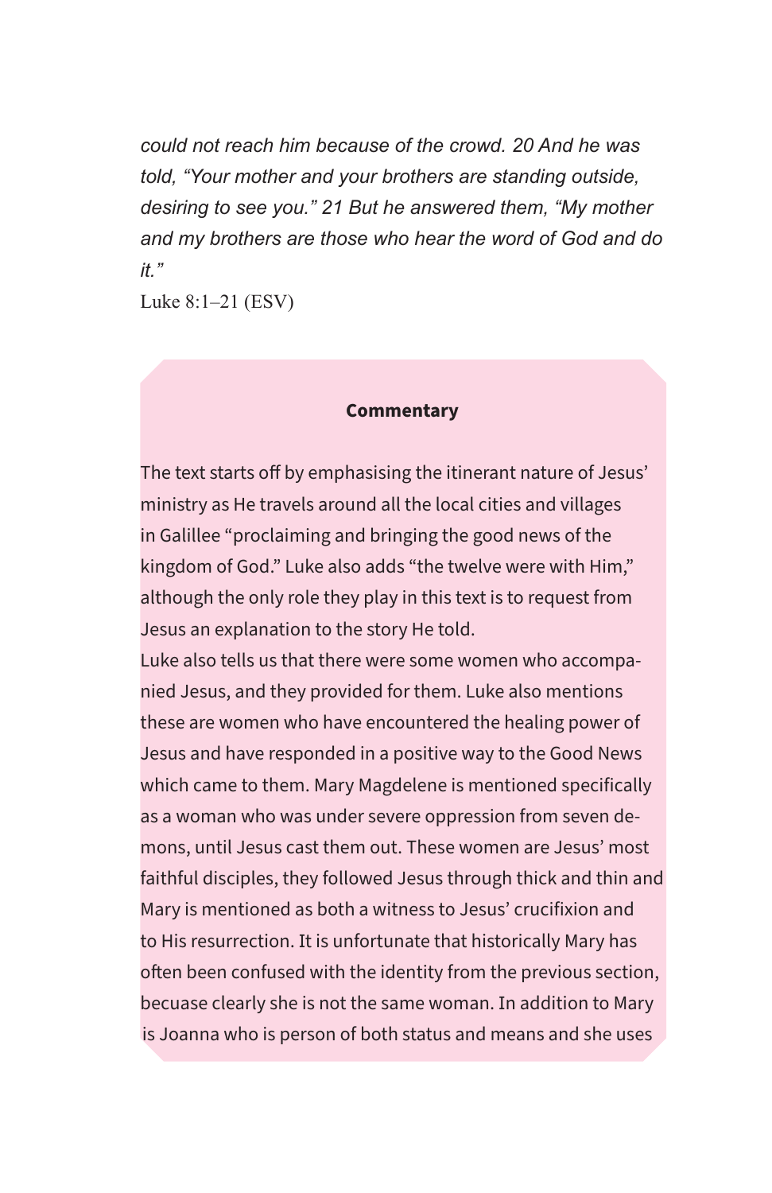*could not reach him because of the crowd. 20 And he was told, "Your mother and your brothers are standing outside, desiring to see you." 21 But he answered them, "My mother and my brothers are those who hear the word of God and do it."*

Luke 8:1–21 (ESV)

**Commentary**

The text starts off by emphasising the itinerant nature of Jesus' ministry as He travels around all the local cities and villages in Galillee "proclaiming and bringing the good news of the kingdom of God." Luke also adds "the twelve were with Him," although the only role they play in this text is to request from Jesus an explanation to the story He told.

Luke also tells us that there were some women who accompanied Jesus, and they provided for them. Luke also mentions these are women who have encountered the healing power of Jesus and have responded in a positive way to the Good News which came to them. Mary Magdelene is mentioned specifically as a woman who was under severe oppression from seven demons, until Jesus cast them out. These women are Jesus' most faithful disciples, they followed Jesus through thick and thin and Mary is mentioned as both a witness to Jesus' crucifixion and to His resurrection. It is unfortunate that historically Mary has often been confused with the identity from the previous section, becuase clearly she is not the same woman. In addition to Mary is Joanna who is person of both status and means and she uses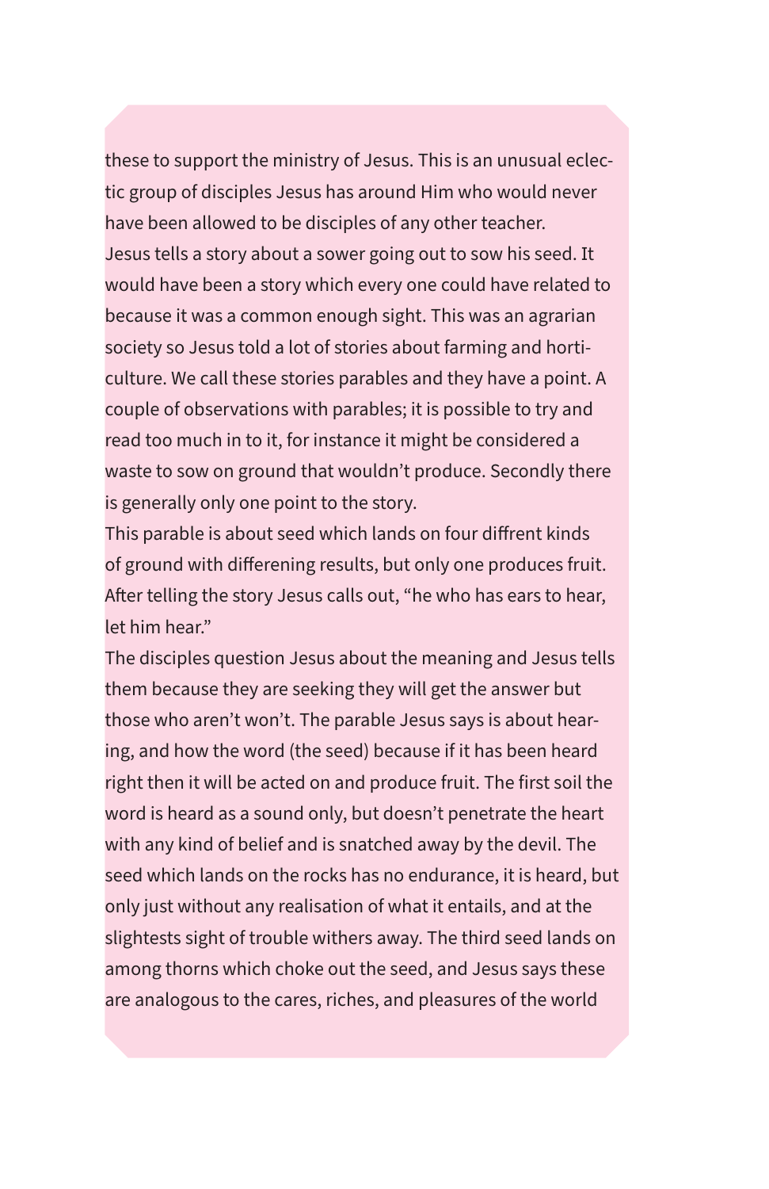these to support the ministry of Jesus. This is an unusual eclectic group of disciples Jesus has around Him who would never have been allowed to be disciples of any other teacher.

Jesus tells a story about a sower going out to sow his seed. It would have been a story which every one could have related to because it was a common enough sight. This was an agrarian society so Jesus told a lot of stories about farming and horticulture. We call these stories parables and they have a point. A couple of observations with parables; it is possible to try and read too much in to it, for instance it might be considered a waste to sow on ground that wouldn't produce. Secondly there is generally only one point to the story.

This parable is about seed which lands on four diffrent kinds of ground with differening results, but only one produces fruit. After telling the story Jesus calls out, "he who has ears to hear, let him hear."

The disciples question Jesus about the meaning and Jesus tells them because they are seeking they will get the answer but those who aren't won't. The parable Jesus says is about hearing, and how the word (the seed) because if it has been heard right then it will be acted on and produce fruit. The first soil the word is heard as a sound only, but doesn't penetrate the heart with any kind of belief and is snatched away by the devil. The seed which lands on the rocks has no endurance, it is heard, but only just without any realisation of what it entails, and at the slightests sight of trouble withers away. The third seed lands on among thorns which choke out the seed, and Jesus says these are analogous to the cares, riches, and pleasures of the world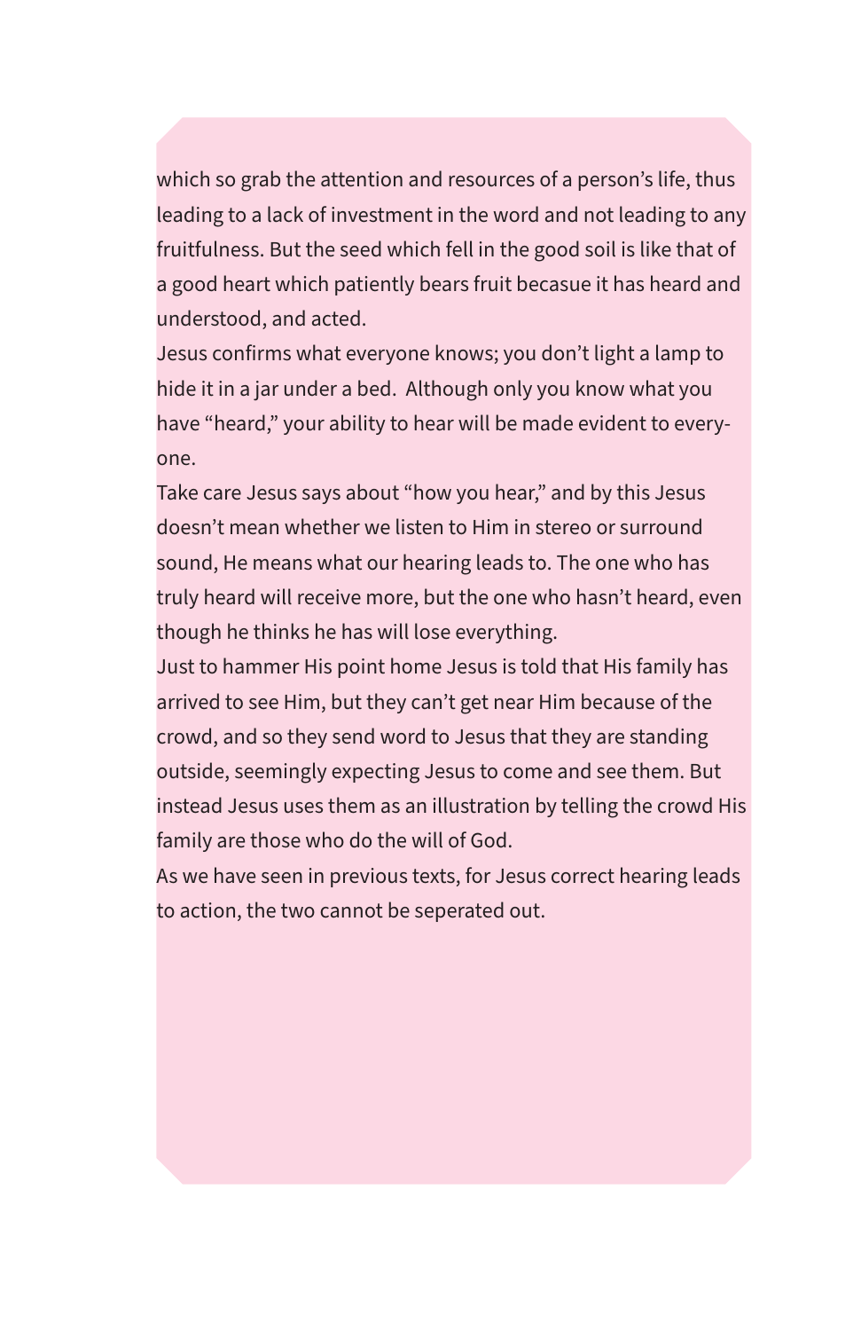which so grab the attention and resources of a person's life, thus leading to a lack of investment in the word and not leading to any fruitfulness. But the seed which fell in the good soil is like that of a good heart which patiently bears fruit becasue it has heard and understood, and acted.

Jesus confirms what everyone knows; you don't light a lamp to hide it in a jar under a bed.  Although only you know what you have "heard," your ability to hear will be made evident to everyone.

Take care Jesus says about "how you hear," and by this Jesus doesn't mean whether we listen to Him in stereo or surround sound, He means what our hearing leads to. The one who has truly heard will receive more, but the one who hasn't heard, even though he thinks he has will lose everything.

Just to hammer His point home Jesus is told that His family has arrived to see Him, but they can't get near Him because of the crowd, and so they send word to Jesus that they are standing outside, seemingly expecting Jesus to come and see them. But instead Jesus uses them as an illustration by telling the crowd His family are those who do the will of God.

As we have seen in previous texts, for Jesus correct hearing leads to action, the two cannot be seperated out.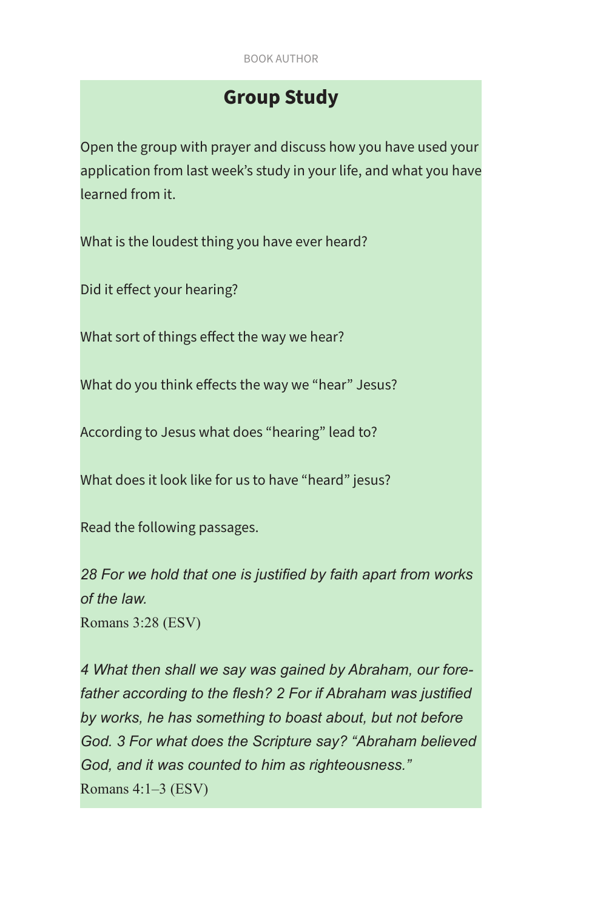## Group Study

Open the group with prayer and discuss how you have used your application from last week's study in your life, and what you have learned from it.

What is the loudest thing you have ever heard?

Did it effect your hearing?

What sort of things effect the way we hear?

What do you think effects the way we "hear" Jesus?

According to Jesus what does "hearing" lead to?

What does it look like for us to have "heard" jesus?

Read the following passages.

*28 For we hold that one is justified by faith apart from works of the law.*
Romans 3:28 (ESV)

*4 What then shall we say was gained by Abraham, our fore-father according to the flesh? 2 For if Abraham was justified by works, he has something to boast about, but not before God. 3 For what does the Scripture say? "Abraham believed God, and it was counted to him as righteousness."*
Romans 4:1–3 (ESV)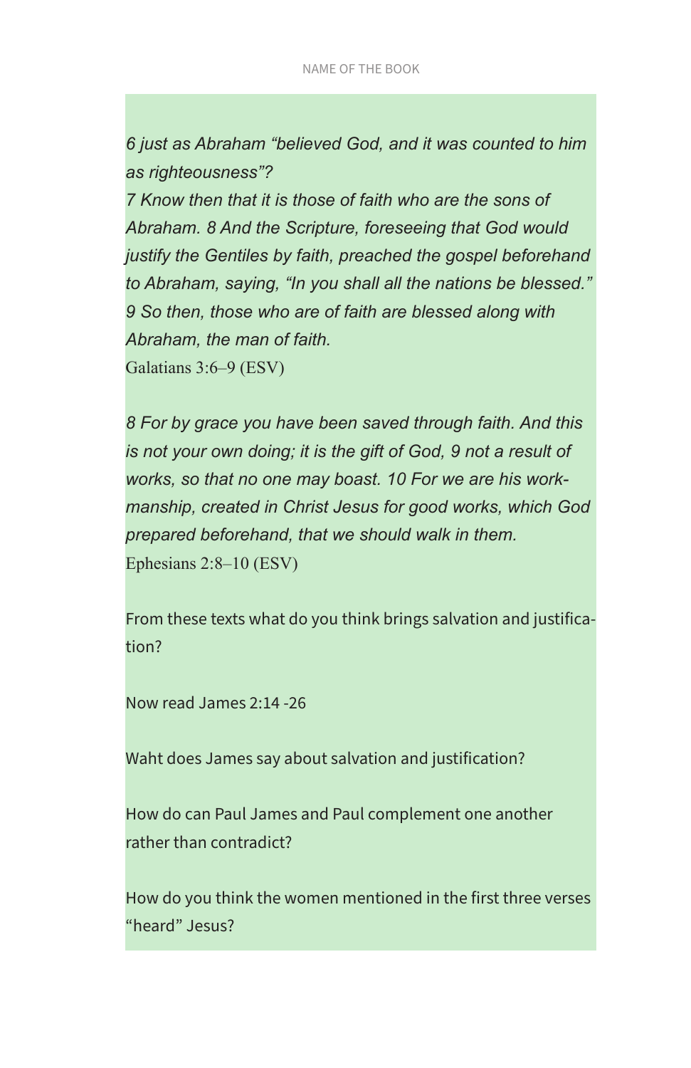*6 just as Abraham "believed God, and it was counted to him as righteousness"?*
*7 Know then that it is those of faith who are the sons of Abraham. 8 And the Scripture, foreseeing that God would justify the Gentiles by faith, preached the gospel beforehand to Abraham, saying, "In you shall all the nations be blessed."*
*9 So then, those who are of faith are blessed along with Abraham, the man of faith.*
Galatians 3:6–9 (ESV)

*8 For by grace you have been saved through faith. And this is not your own doing; it is the gift of God, 9 not a result of works, so that no one may boast. 10 For we are his workmanship, created in Christ Jesus for good works, which God prepared beforehand, that we should walk in them.*
Ephesians 2:8–10 (ESV)

From these texts what do you think brings salvation and justification?

Now read James 2:14 -26

Waht does James say about salvation and justification?

How do can Paul James and Paul complement one another rather than contradict?

How do you think the women mentioned in the first three verses "heard" Jesus?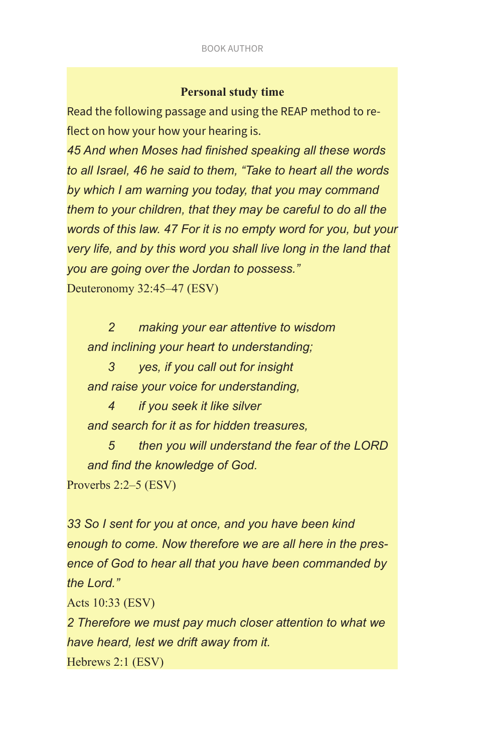**Personal study time**

Read the following passage and using the REAP method to reflect on how your how your hearing is.

*45 And when Moses had finished speaking all these words to all Israel, 46 he said to them, “Take to heart all the words by which I am warning you today, that you may command them to your children, that they may be careful to do all the words of this law. 47 For it is no empty word for you, but your very life, and by this word you shall live long in the land that you are going over the Jordan to possess.”*

Deuteronomy 32:45–47 (ESV)

> *2 making your ear attentive to wisdom*
> *and inclining your heart to understanding;*
> *3 yes, if you call out for insight*
> *and raise your voice for understanding,*
> *4 if you seek it like silver*
> *and search for it as for hidden treasures,*
> *5 then you will understand the fear of the LORD*
> *and find the knowledge of God.*

Proverbs 2:2–5 (ESV)

*33 So I sent for you at once, and you have been kind enough to come. Now therefore we are all here in the presence of God to hear all that you have been commanded by the Lord.”*

Acts 10:33 (ESV)

*2 Therefore we must pay much closer attention to what we have heard, lest we drift away from it.*

Hebrews 2:1 (ESV)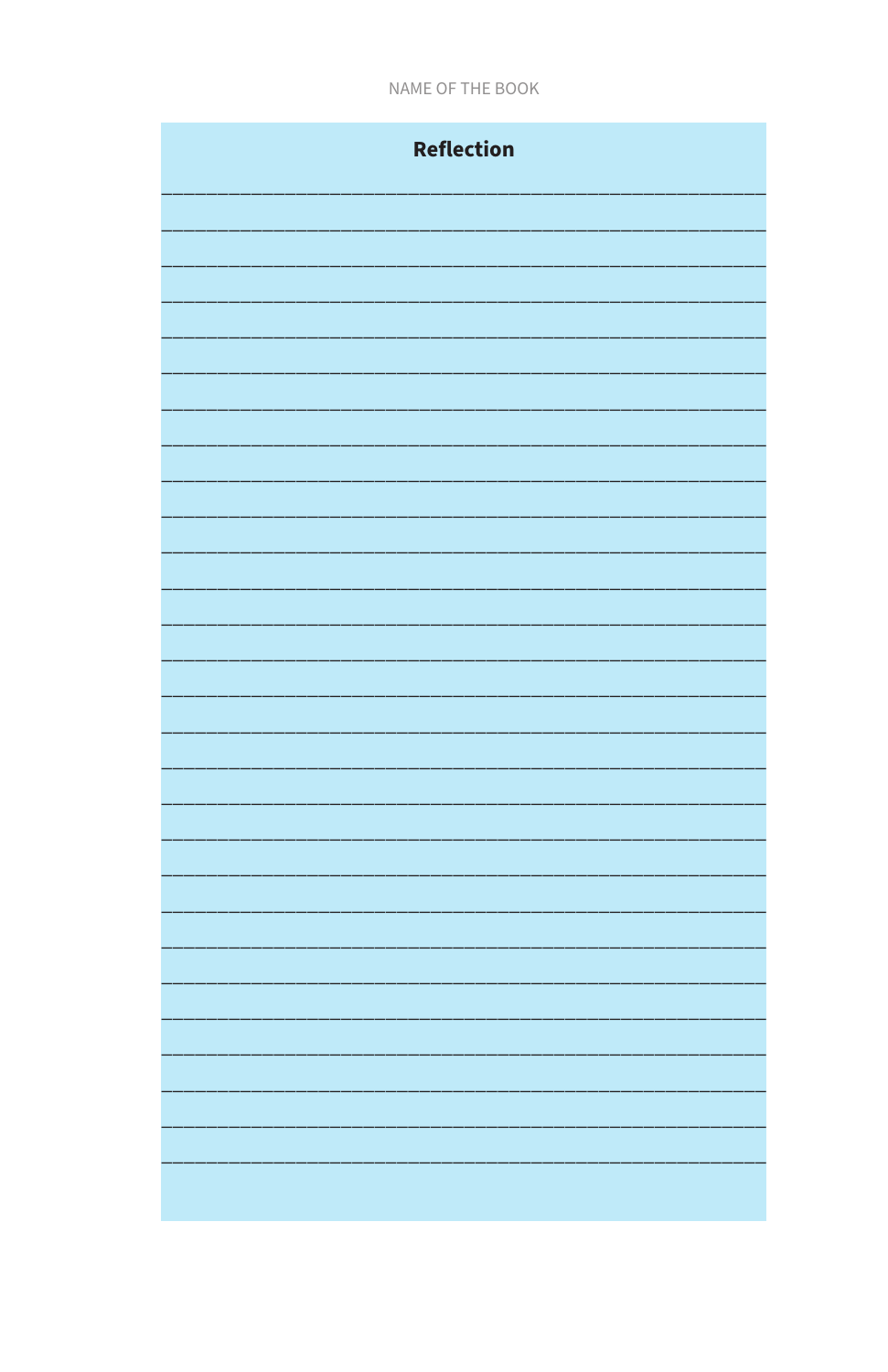NAME OF THE BOOK

## Reflection

________________________________________________________________________________
________________________________________________________________________________
________________________________________________________________________________
________________________________________________________________________________
________________________________________________________________________________
________________________________________________________________________________
________________________________________________________________________________
________________________________________________________________________________
________________________________________________________________________________
________________________________________________________________________________
________________________________________________________________________________
________________________________________________________________________________
________________________________________________________________________________
________________________________________________________________________________
________________________________________________________________________________
________________________________________________________________________________
________________________________________________________________________________
________________________________________________________________________________
________________________________________________________________________________
________________________________________________________________________________
________________________________________________________________________________
________________________________________________________________________________
________________________________________________________________________________
________________________________________________________________________________
________________________________________________________________________________
________________________________________________________________________________
________________________________________________________________________________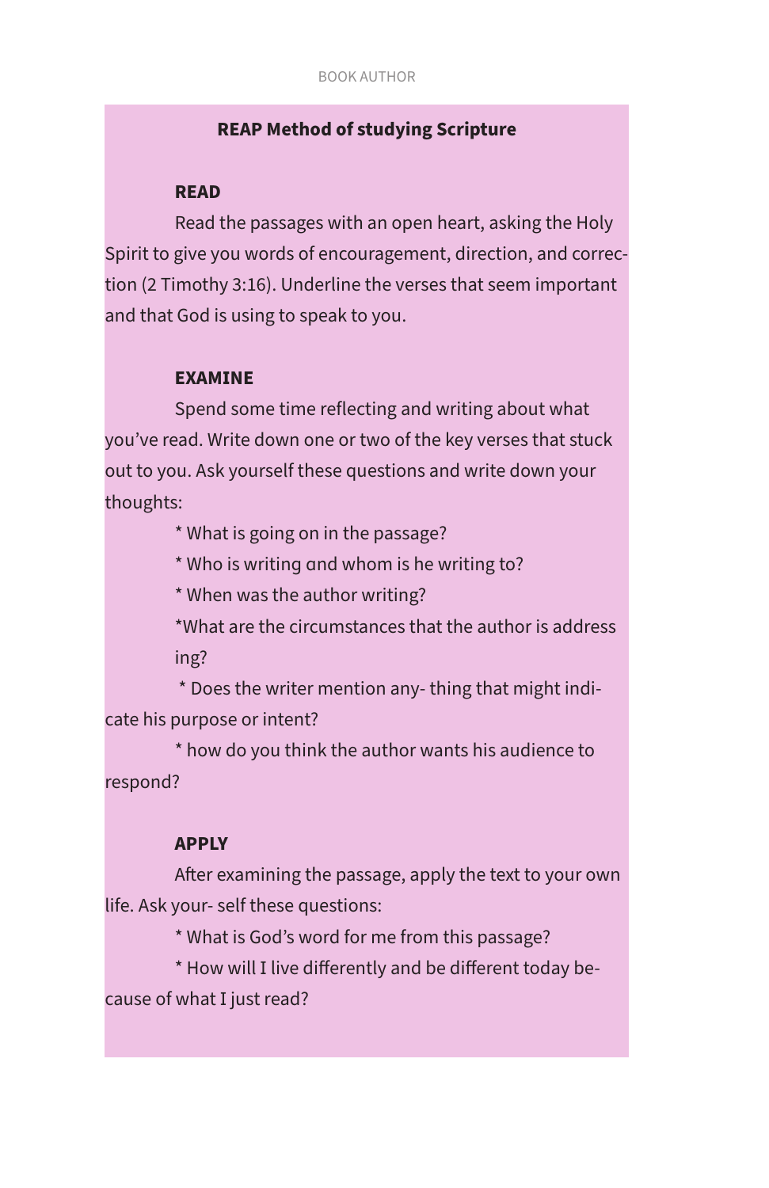## REAP Method of studying Scripture

**READ**

Read the passages with an open heart, asking the Holy Spirit to give you words of encouragement, direction, and correction (2 Timothy 3:16). Underline the verses that seem important and that God is using to speak to you.

**EXAMINE**

Spend some time reflecting and writing about what you've read. Write down one or two of the key verses that stuck out to you. Ask yourself these questions and write down your thoughts:

* What is going on in the passage?
* Who is writing and whom is he writing to?
* When was the author writing?
* What are the circumstances that the author is addressing?
* Does the writer mention anything that might indicate his purpose or intent?
* how do you think the author wants his audience to respond?

**APPLY**

After examining the passage, apply the text to your own life. Ask yourself these questions:

* What is God's word for me from this passage?
* How will I live differently and be different today because of what I just read?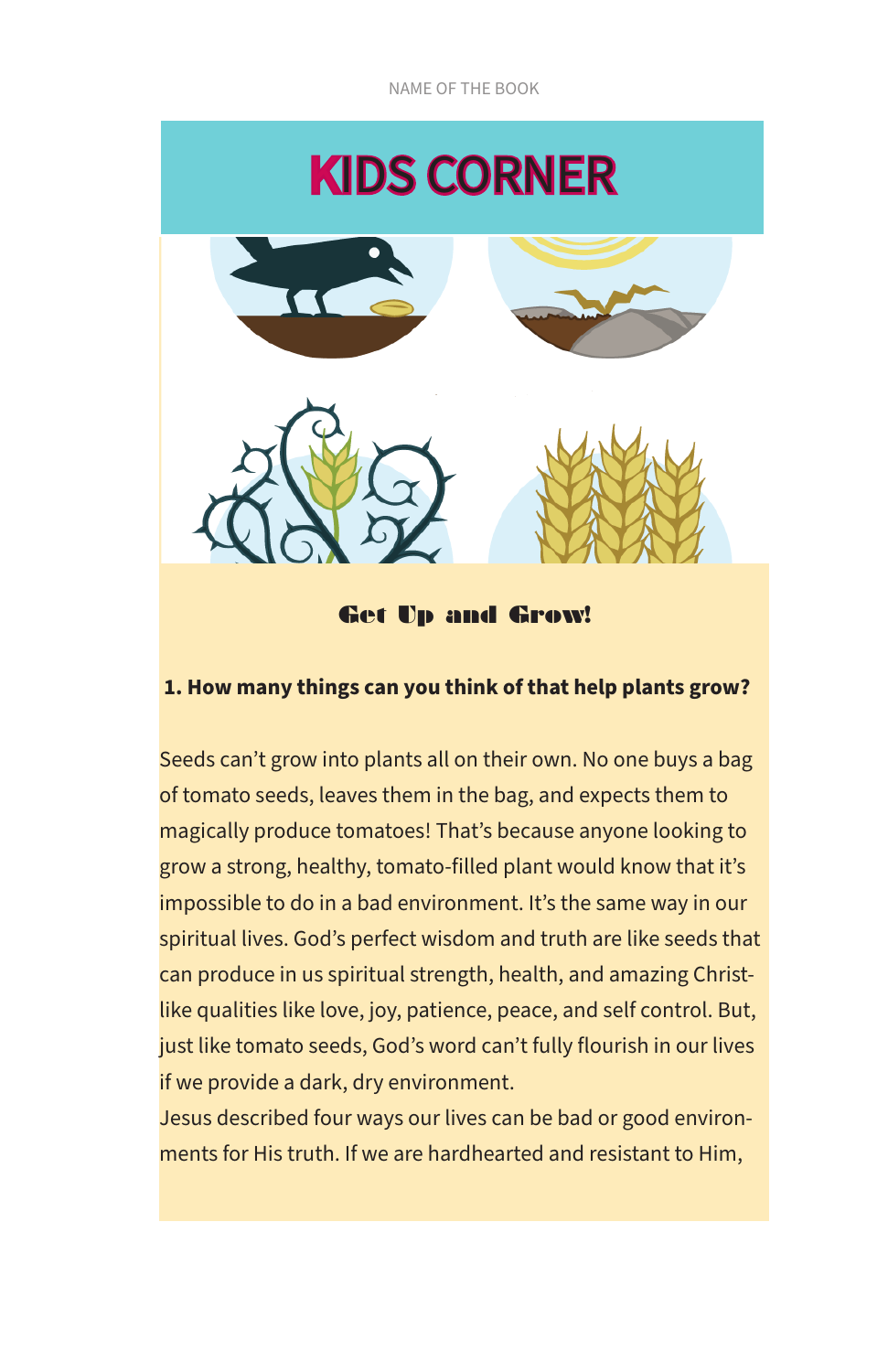# KIDS CORNER

## Get Up and Grow!

**1. How many things can you think of that help plants grow?**

Seeds can't grow into plants all on their own. No one buys a bag of tomato seeds, leaves them in the bag, and expects them to magically produce tomatoes! That's because anyone looking to grow a strong, healthy, tomato-filled plant would know that it's impossible to do in a bad environment. It's the same way in our spiritual lives. God's perfect wisdom and truth are like seeds that can produce in us spiritual strength, health, and amazing Christ-like qualities like love, joy, patience, peace, and self control. But, just like tomato seeds, God's word can't fully flourish in our lives if we provide a dark, dry environment.

Jesus described four ways our lives can be bad or good environments for His truth. If we are hardhearted and resistant to Him,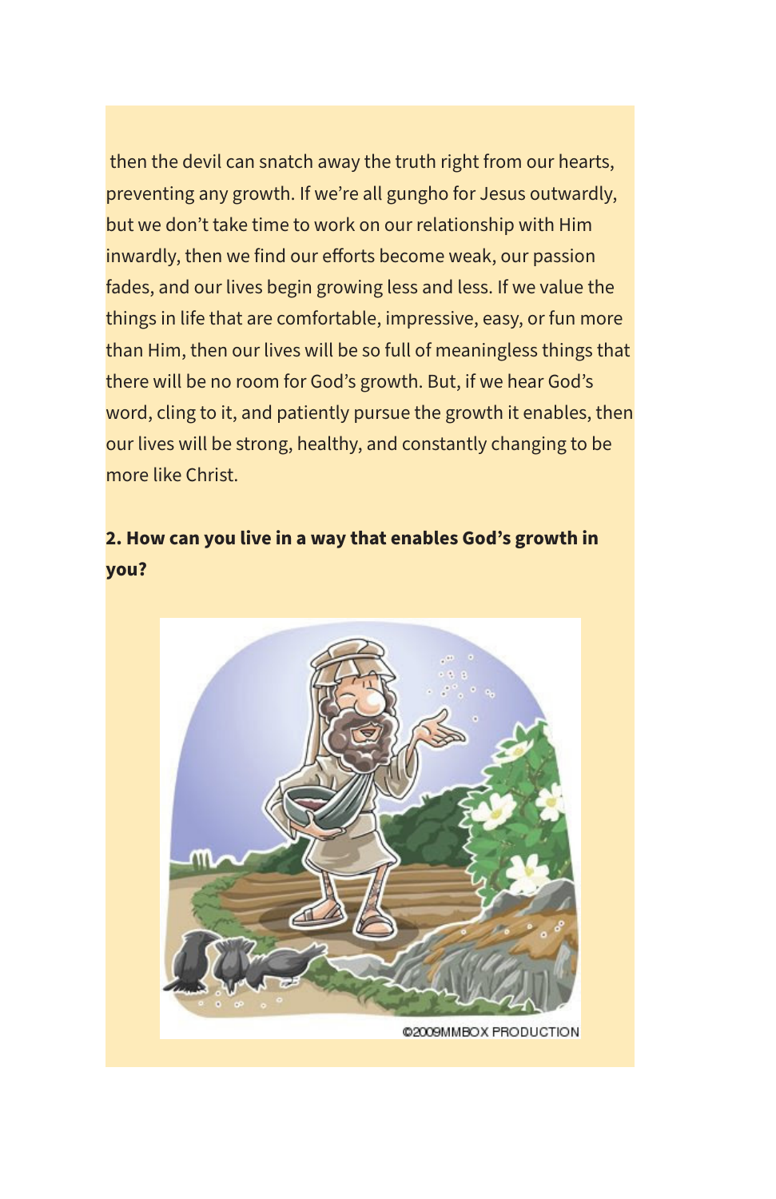then the devil can snatch away the truth right from our hearts, preventing any growth. If we're all gungho for Jesus outwardly, but we don't take time to work on our relationship with Him inwardly, then we find our efforts become weak, our passion fades, and our lives begin growing less and less. If we value the things in life that are comfortable, impressive, easy, or fun more than Him, then our lives will be so full of meaningless things that there will be no room for God's growth. But, if we hear God's word, cling to it, and patiently pursue the growth it enables, then our lives will be strong, healthy, and constantly changing to be more like Christ.

**2. How can you live in a way that enables God's growth in you?**

©2009MMBOX PRODUCTION